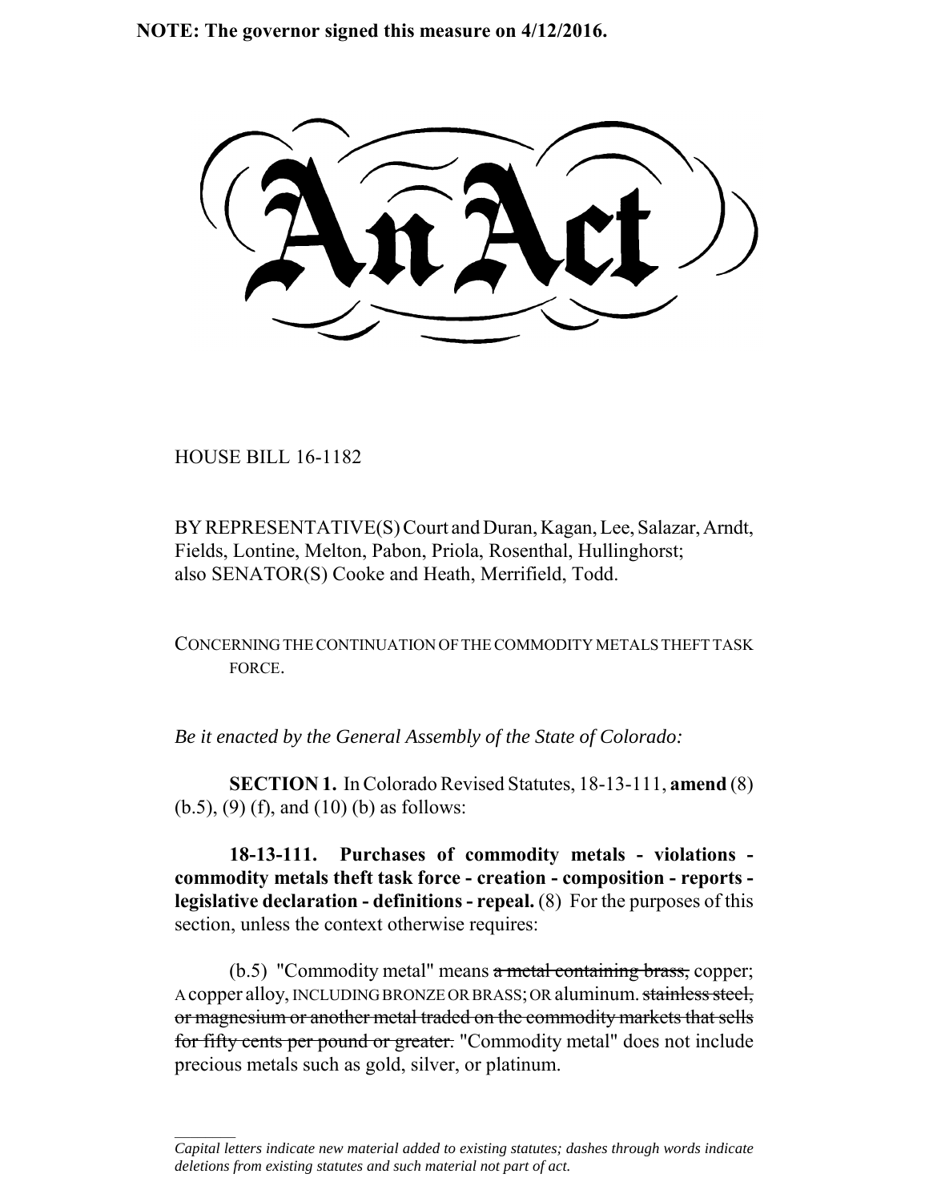**NOTE: The governor signed this measure on 4/12/2016.**

# An Act

HOUSE BILL 16-1182

BY REPRESENTATIVE(S) Court and Duran, Kagan, Lee, Salazar, Arndt, Fields, Lontine, Melton, Pabon, Priola, Rosenthal, Hullinghorst; also SENATOR(S) Cooke and Heath, Merrifield, Todd.

CONCERNING THE CONTINUATION OF THE COMMODITY METALS THEFT TASK FORCE.

*Be it enacted by the General Assembly of the State of Colorado:*

**SECTION 1.** In Colorado Revised Statutes, 18-13-111, **amend** (8) (b.5), (9) (f), and (10) (b) as follows:

**18-13-111. Purchases of commodity metals - violations - commodity metals theft task force - creation - composition - reports - legislative declaration - definitions - repeal.** (8) For the purposes of this section, unless the context otherwise requires:

(b.5) "Commodity metal" means ~~a metal containing brass,~~ copper; A copper alloy, INCLUDING BRONZE OR BRASS; OR aluminum. ~~stainless steel, or magnesium or another metal traded on the commodity markets that sells for fifty cents per pound or greater.~~ "Commodity metal" does not include precious metals such as gold, silver, or platinum.

---

*Capital letters indicate new material added to existing statutes; dashes through words indicate deletions from existing statutes and such material not part of act.*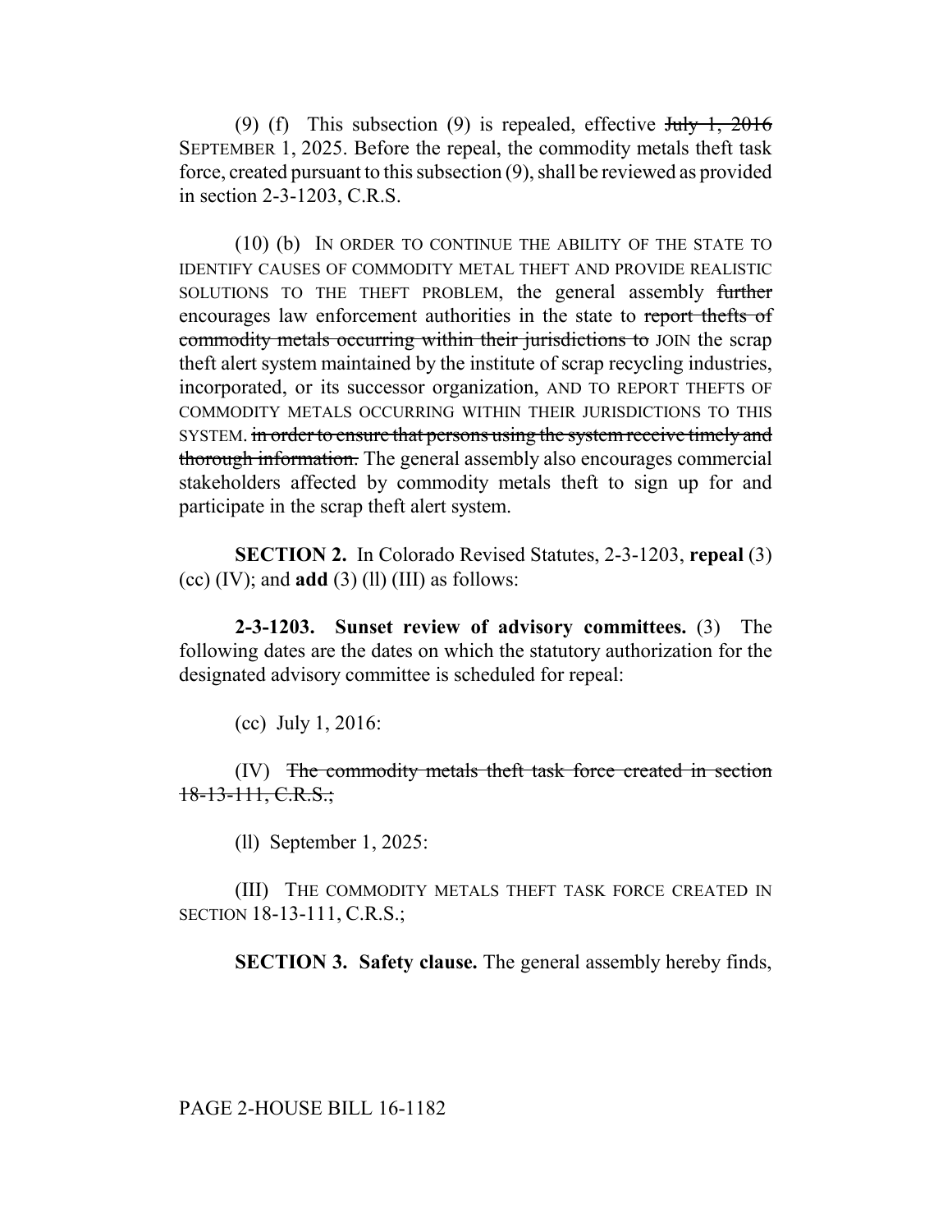(9) (f) This subsection (9) is repealed, effective ~~July 1, 2016~~ SEPTEMBER 1, 2025. Before the repeal, the commodity metals theft task force, created pursuant to this subsection (9), shall be reviewed as provided in section 2-3-1203, C.R.S.

(10) (b) IN ORDER TO CONTINUE THE ABILITY OF THE STATE TO IDENTIFY CAUSES OF COMMODITY METAL THEFT AND PROVIDE REALISTIC SOLUTIONS TO THE THEFT PROBLEM, the general assembly ~~further~~ encourages law enforcement authorities in the state to ~~report thefts of commodity metals occurring within their jurisdictions to~~ JOIN the scrap theft alert system maintained by the institute of scrap recycling industries, incorporated, or its successor organization, AND TO REPORT THEFTS OF COMMODITY METALS OCCURRING WITHIN THEIR JURISDICTIONS TO THIS SYSTEM. ~~in order to ensure that persons using the system receive timely and thorough information.~~ The general assembly also encourages commercial stakeholders affected by commodity metals theft to sign up for and participate in the scrap theft alert system.

**SECTION 2.** In Colorado Revised Statutes, 2-3-1203, **repeal** (3) (cc) (IV); and **add** (3) (ll) (III) as follows:

**2-3-1203. Sunset review of advisory committees.** (3) The following dates are the dates on which the statutory authorization for the designated advisory committee is scheduled for repeal:

(cc) July 1, 2016:

(IV) ~~The commodity metals theft task force created in section 18-13-111, C.R.S.;~~

(ll) September 1, 2025:

(III) THE COMMODITY METALS THEFT TASK FORCE CREATED IN SECTION 18-13-111, C.R.S.;

**SECTION 3. Safety clause.** The general assembly hereby finds,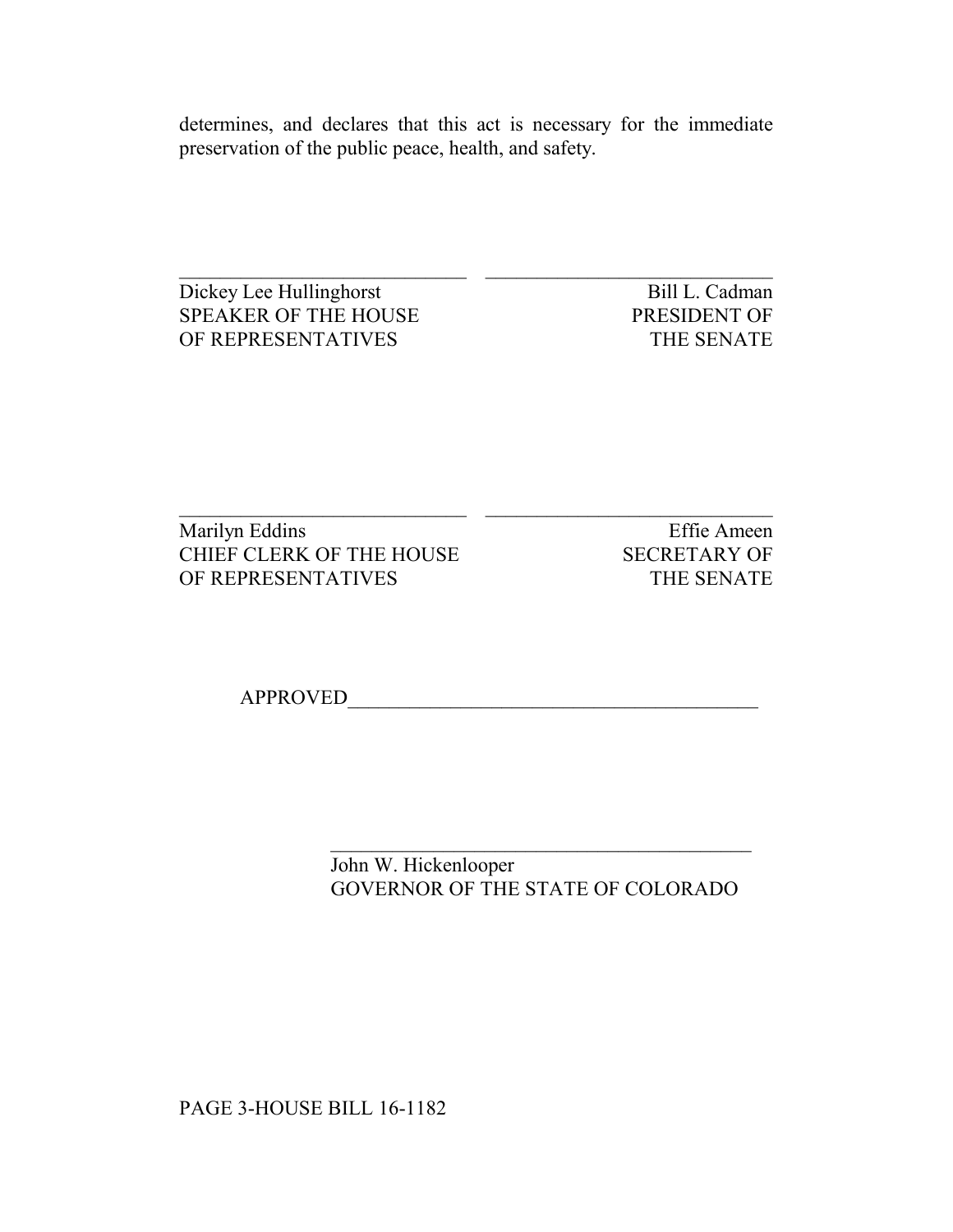determines, and declares that this act is necessary for the immediate preservation of the public peace, health, and safety.

____________________________ ____________________________
Dickey Lee Hullinghorst
SPEAKER OF THE HOUSE
OF REPRESENTATIVES

Bill L. Cadman
PRESIDENT OF
THE SENATE

____________________________ ____________________________
Marilyn Eddins
CHIEF CLERK OF THE HOUSE
OF REPRESENTATIVES

Effie Ameen
SECRETARY OF
THE SENATE

APPROVED________________________________________

_________________________________________
John W. Hickenlooper
GOVERNOR OF THE STATE OF COLORADO

PAGE 3-HOUSE BILL 16-1182